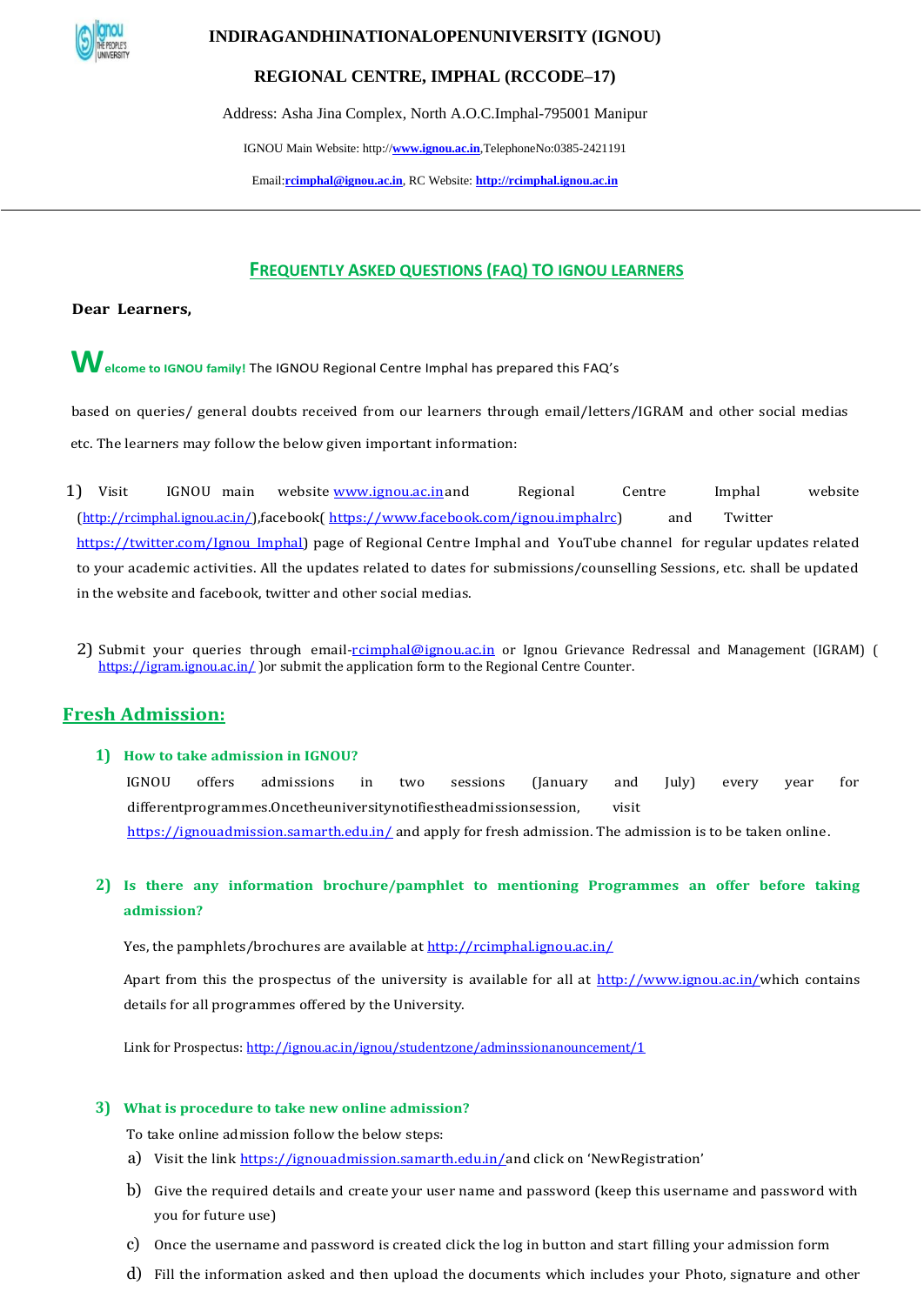**INDIRAGANDHINATIONALOPENUNIVERSITY (IGNOU)**

**REGIONAL CENTRE, IMPHAL (RCCODE–17)**

Address: Asha Jina Complex, North A.O.C.Imphal-795001 Manipur

IGNOU Main Website: http://**www.ignou.ac.in**,TelephoneNo:0385-2421191

Email:**rcimphal@ignou.ac.in**, RC Website: **http://rcimphal.ignou.ac.in**

---

## FREQUENTLY ASKED QUESTIONS (FAQ) TO IGNOU LEARNERS

**Dear Learners,**

**Welcome to IGNOU family!** The IGNOU Regional Centre Imphal has prepared this FAQ's based on queries/ general doubts received from our learners through email/letters/IGRAM and other social medias etc. The learners may follow the below given important information:

1) Visit IGNOU main website www.ignou.ac.inand Regional Centre Imphal website (http://rcimphal.ignou.ac.in/),facebook( https://www.facebook.com/ignou.imphalrc) and Twitter https://twitter.com/Ignou_Imphal) page of Regional Centre Imphal and YouTube channel for regular updates related to your academic activities. All the updates related to dates for submissions/counselling Sessions, etc. shall be updated in the website and facebook, twitter and other social medias.

2) Submit your queries through email-rcimphal@ignou.ac.in or Ignou Grievance Redressal and Management (IGRAM) ( https://igram.ignou.ac.in/ )or submit the application form to the Regional Centre Counter.

## Fresh Admission:

### 1) How to take admission in IGNOU?

IGNOU offers admissions in two sessions (January and July) every year for differentprogrammes.Oncetheuniversitynotifiestheadmissionsession, visit https://ignouadmission.samarth.edu.in/ and apply for fresh admission. The admission is to be taken online.

### 2) Is there any information brochure/pamphlet to mentioning Programmes an offer before taking admission?

Yes, the pamphlets/brochures are available at http://rcimphal.ignou.ac.in/

Apart from this the prospectus of the university is available for all at http://www.ignou.ac.in/which contains details for all programmes offered by the University.

Link for Prospectus: http://ignou.ac.in/ignou/studentzone/adminssionanouncement/1

### 3) What is procedure to take new online admission?

To take online admission follow the below steps:

a) Visit the link https://ignouadmission.samarth.edu.in/and click on 'NewRegistration'

b) Give the required details and create your user name and password (keep this username and password with you for future use)

c) Once the username and password is created click the log in button and start filling your admission form

d) Fill the information asked and then upload the documents which includes your Photo, signature and other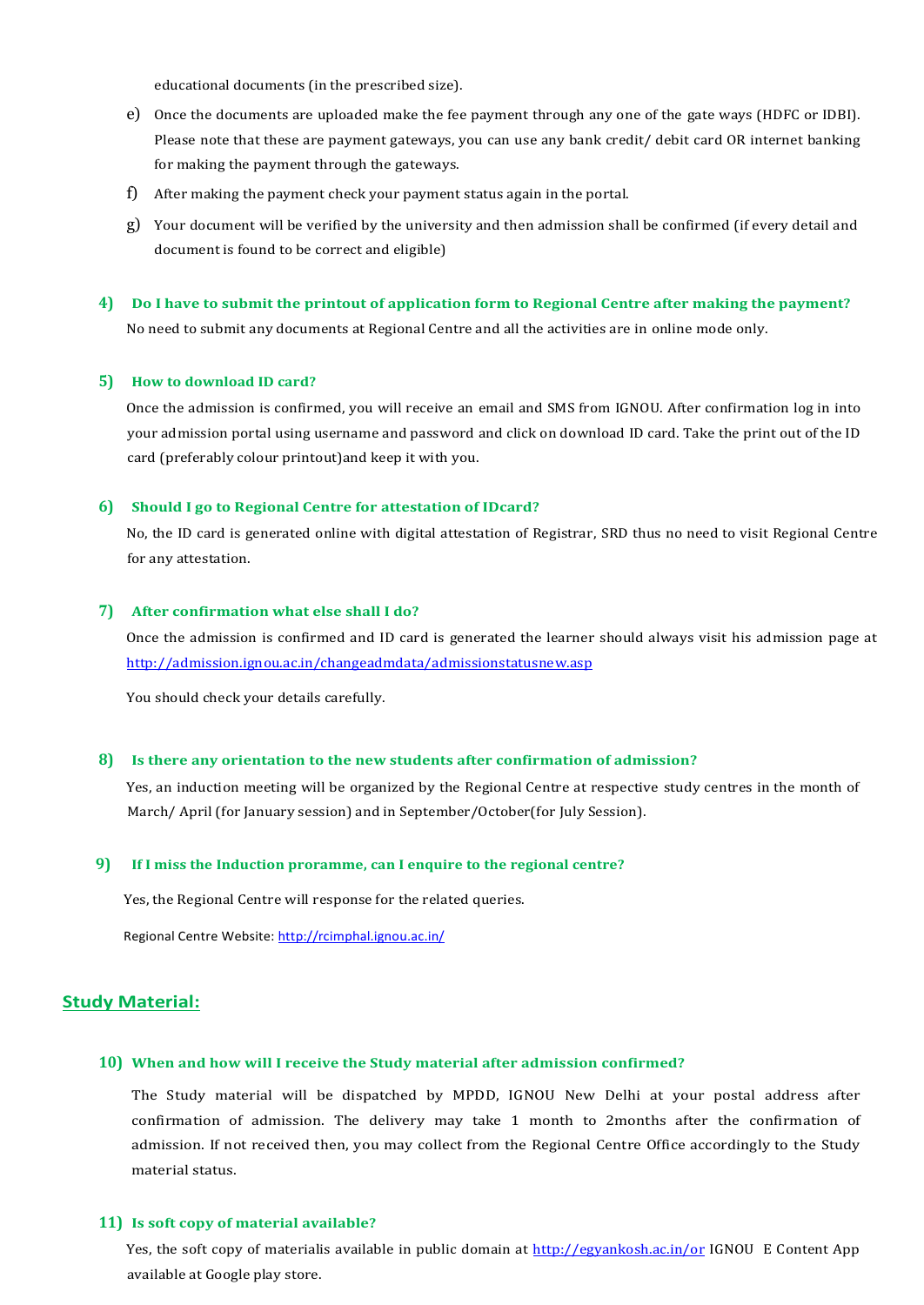educational documents (in the prescribed size).

e) Once the documents are uploaded make the fee payment through any one of the gate ways (HDFC or IDBI). Please note that these are payment gateways, you can use any bank credit/ debit card OR internet banking for making the payment through the gateways.

f) After making the payment check your payment status again in the portal.

g) Your document will be verified by the university and then admission shall be confirmed (if every detail and document is found to be correct and eligible)

### 4) Do I have to submit the printout of application form to Regional Centre after making the payment?

No need to submit any documents at Regional Centre and all the activities are in online mode only.

### 5) How to download ID card?

Once the admission is confirmed, you will receive an email and SMS from IGNOU. After confirmation log in into your admission portal using username and password and click on download ID card. Take the print out of the ID card (preferably colour printout)and keep it with you.

### 6) Should I go to Regional Centre for attestation of IDcard?

No, the ID card is generated online with digital attestation of Registrar, SRD thus no need to visit Regional Centre for any attestation.

### 7) After confirmation what else shall I do?

Once the admission is confirmed and ID card is generated the learner should always visit his admission page at http://admission.ignou.ac.in/changeadmdata/admissionstatusnew.asp

You should check your details carefully.

### 8) Is there any orientation to the new students after confirmation of admission?

Yes, an induction meeting will be organized by the Regional Centre at respective study centres in the month of March/ April (for January session) and in September/October(for July Session).

### 9) If I miss the Induction proramme, can I enquire to the regional centre?

Yes, the Regional Centre will response for the related queries.

Regional Centre Website: http://rcimphal.ignou.ac.in/

## Study Material:

### 10) When and how will I receive the Study material after admission confirmed?

The Study material will be dispatched by MPDD, IGNOU New Delhi at your postal address after confirmation of admission. The delivery may take 1 month to 2months after the confirmation of admission. If not received then, you may collect from the Regional Centre Office accordingly to the Study material status.

### 11) Is soft copy of material available?

Yes, the soft copy of materialis available in public domain at http://egyankosh.ac.in/or IGNOU E Content App available at Google play store.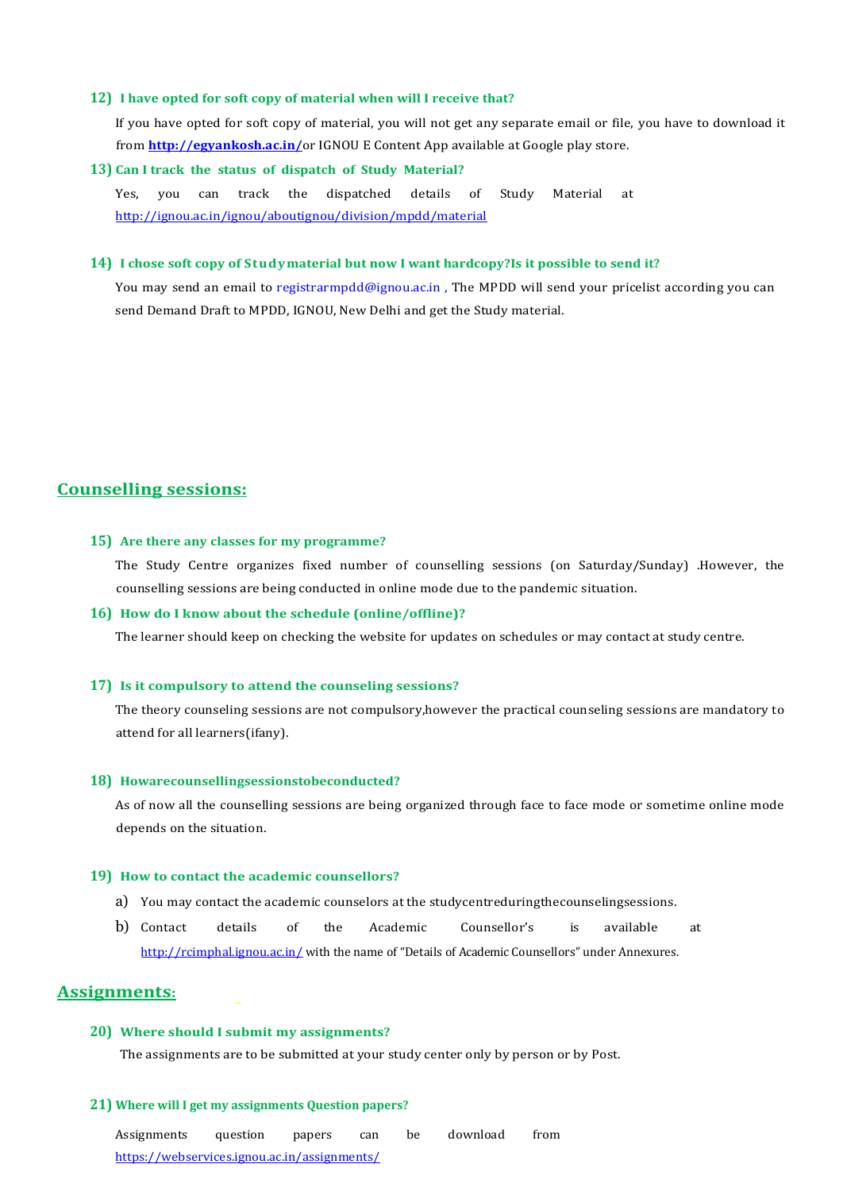**12) I have opted for soft copy of material when will I receive that?**

If you have opted for soft copy of material, you will not get any separate email or file, you have to download it from **http://egyankosh.ac.in/**or IGNOU E Content App available at Google play store.

**13) Can I track the status of dispatch of Study Material?**

Yes, you can track the dispatched details of Study Material at http://ignou.ac.in/ignou/aboutignou/division/mpdd/material

**14) I chose soft copy of Studymaterial but now I want hardcopy?Is it possible to send it?**

You may send an email to registrarmpdd@ignou.ac.in , The MPDD will send your pricelist according you can send Demand Draft to MPDD, IGNOU, New Delhi and get the Study material.

## Counselling sessions:

**15) Are there any classes for my programme?**

The Study Centre organizes fixed number of counselling sessions (on Saturday/Sunday) .However, the counselling sessions are being conducted in online mode due to the pandemic situation.

**16) How do I know about the schedule (online/offline)?**

The learner should keep on checking the website for updates on schedules or may contact at study centre.

**17) Is it compulsory to attend the counseling sessions?**

The theory counseling sessions are not compulsory,however the practical counseling sessions are mandatory to attend for all learners(ifany).

**18) Howarecounsellingsessionstobeconducted?**

As of now all the counselling sessions are being organized through face to face mode or sometime online mode depends on the situation.

**19) How to contact the academic counsellors?**

a) You may contact the academic counselors at the studycentreduringthecounselingsessions.

b) Contact details of the Academic Counsellor's is available at http://rcimphal.ignou.ac.in/ with the name of "Details of Academic Counsellors" under Annexures.

## Assignments:

**20) Where should I submit my assignments?**

The assignments are to be submitted at your study center only by person or by Post.

**21) Where will I get my assignments Question papers?**

Assignments question papers can be download from https://webservices.ignou.ac.in/assignments/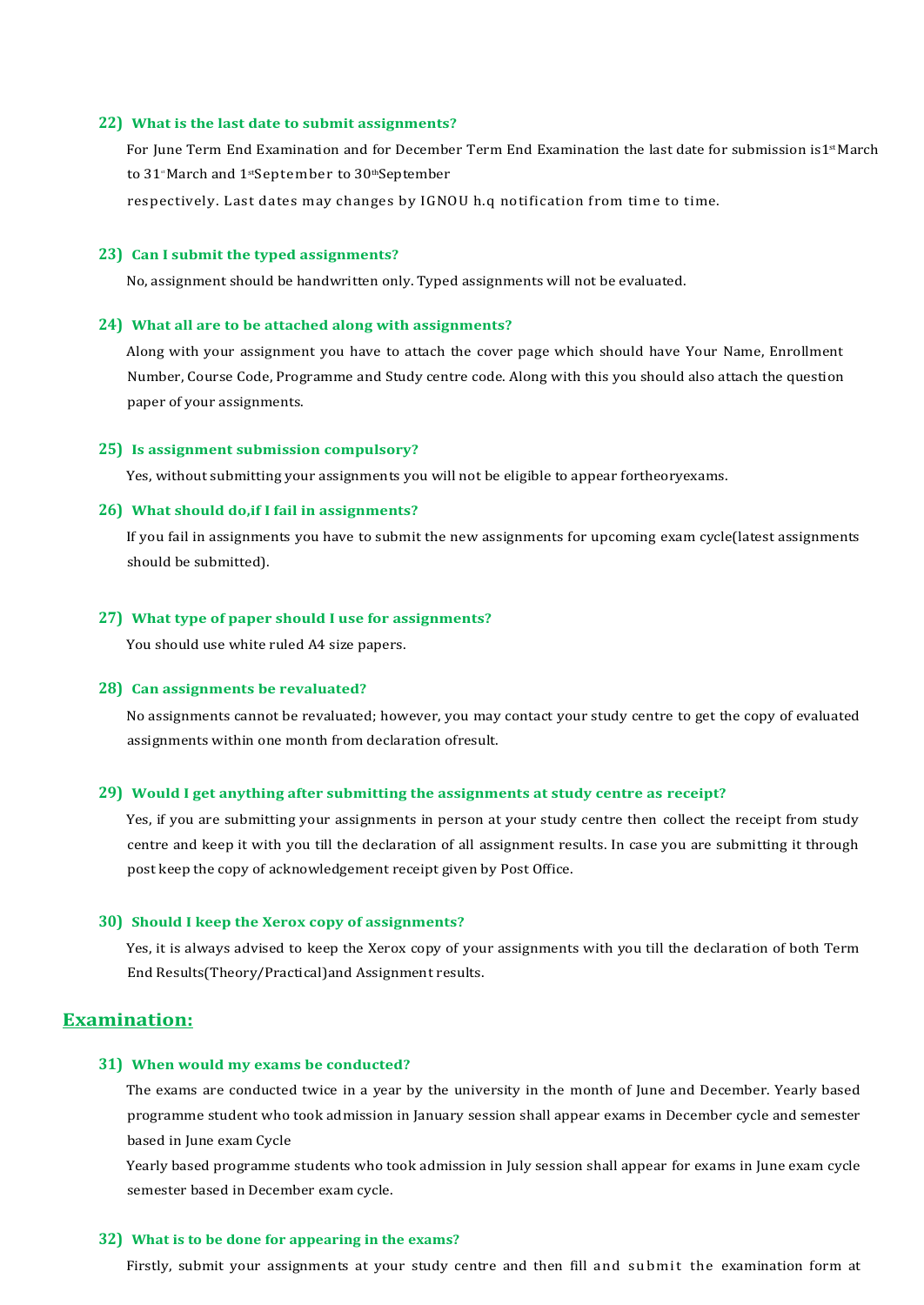### 22) What is the last date to submit assignments?

For June Term End Examination and for December Term End Examination the last date for submission is1st March to 31st March and 1st September to 30th September respectively. Last dates may changes by IGNOU h.q notification from time to time.

### 23) Can I submit the typed assignments?

No, assignment should be handwritten only. Typed assignments will not be evaluated.

### 24) What all are to be attached along with assignments?

Along with your assignment you have to attach the cover page which should have Your Name, Enrollment Number, Course Code, Programme and Study centre code. Along with this you should also attach the question paper of your assignments.

### 25) Is assignment submission compulsory?

Yes, without submitting your assignments you will not be eligible to appear fortheoryexams.

### 26) What should do,if I fail in assignments?

If you fail in assignments you have to submit the new assignments for upcoming exam cycle(latest assignments should be submitted).

### 27) What type of paper should I use for assignments?

You should use white ruled A4 size papers.

### 28) Can assignments be revaluated?

No assignments cannot be revaluated; however, you may contact your study centre to get the copy of evaluated assignments within one month from declaration ofresult.

### 29) Would I get anything after submitting the assignments at study centre as receipt?

Yes, if you are submitting your assignments in person at your study centre then collect the receipt from study centre and keep it with you till the declaration of all assignment results. In case you are submitting it through post keep the copy of acknowledgement receipt given by Post Office.

### 30) Should I keep the Xerox copy of assignments?

Yes, it is always advised to keep the Xerox copy of your assignments with you till the declaration of both Term End Results(Theory/Practical)and Assignment results.

## Examination:

### 31) When would my exams be conducted?

The exams are conducted twice in a year by the university in the month of June and December. Yearly based programme student who took admission in January session shall appear exams in December cycle and semester based in June exam Cycle

Yearly based programme students who took admission in July session shall appear for exams in June exam cycle semester based in December exam cycle.

### 32) What is to be done for appearing in the exams?

Firstly, submit your assignments at your study centre and then fill and submit the examination form at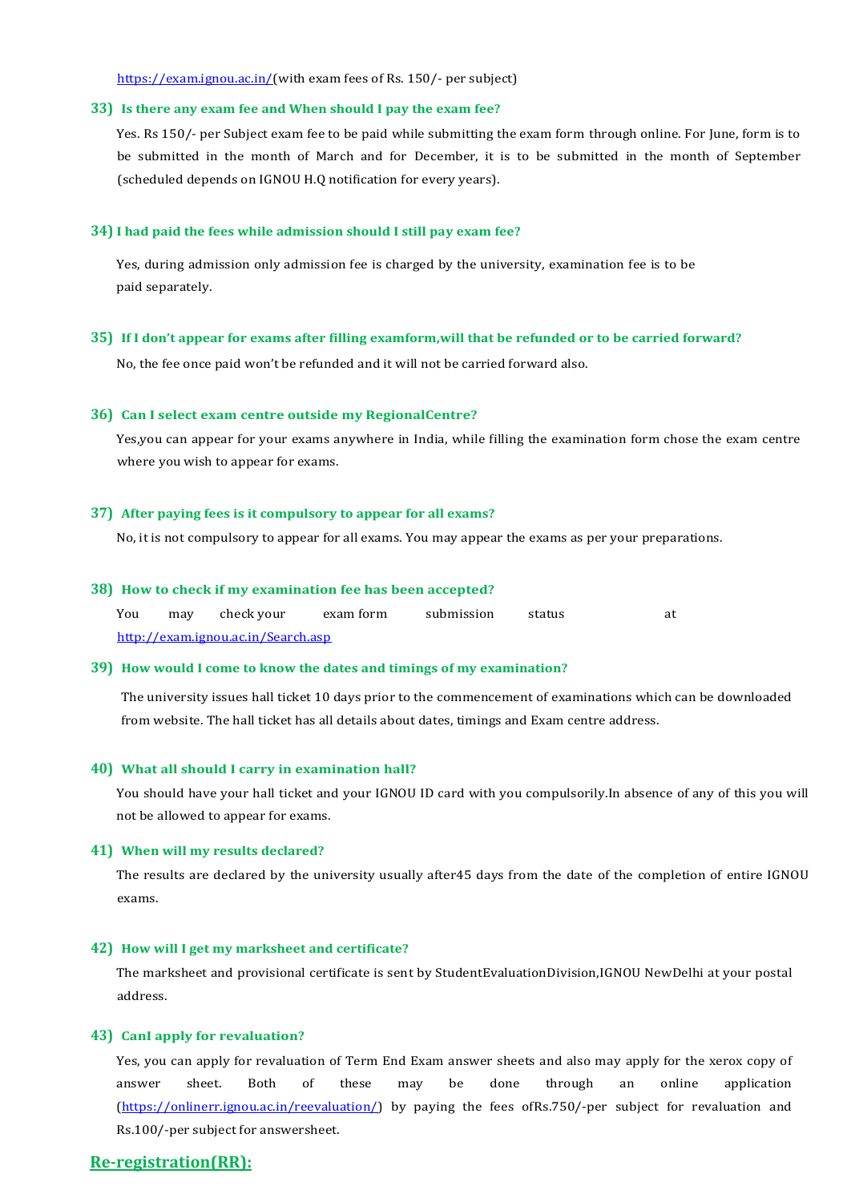https://exam.ignou.ac.in/(with exam fees of Rs. 150/- per subject)

**33) Is there any exam fee and When should I pay the exam fee?**

Yes. Rs 150/- per Subject exam fee to be paid while submitting the exam form through online. For June, form is to be submitted in the month of March and for December, it is to be submitted in the month of September (scheduled depends on IGNOU H.Q notification for every years).

**34) I had paid the fees while admission should I still pay exam fee?**

Yes, during admission only admission fee is charged by the university, examination fee is to be paid separately.

**35) If I don't appear for exams after filling examform,will that be refunded or to be carried forward?**

No, the fee once paid won't be refunded and it will not be carried forward also.

**36) Can I select exam centre outside my RegionalCentre?**

Yes,you can appear for your exams anywhere in India, while filling the examination form chose the exam centre where you wish to appear for exams.

**37) After paying fees is it compulsory to appear for all exams?**

No, it is not compulsory to appear for all exams. You may appear the exams as per your preparations.

**38) How to check if my examination fee has been accepted?**

You may check your exam form submission status at http://exam.ignou.ac.in/Search.asp

**39) How would I come to know the dates and timings of my examination?**

The university issues hall ticket 10 days prior to the commencement of examinations which can be downloaded from website. The hall ticket has all details about dates, timings and Exam centre address.

**40) What all should I carry in examination hall?**

You should have your hall ticket and your IGNOU ID card with you compulsorily.In absence of any of this you will not be allowed to appear for exams.

**41) When will my results declared?**

The results are declared by the university usually after45 days from the date of the completion of entire IGNOU exams.

**42) How will I get my marksheet and certificate?**

The marksheet and provisional certificate is sent by StudentEvaluationDivision,IGNOU NewDelhi at your postal address.

**43) CanI apply for revaluation?**

Yes, you can apply for revaluation of Term End Exam answer sheets and also may apply for the xerox copy of answer sheet. Both of these may be done through an online application (https://onlinerr.ignou.ac.in/reevaluation/) by paying the fees ofRs.750/-per subject for revaluation and Rs.100/-per subject for answersheet.

## Re-registration(RR):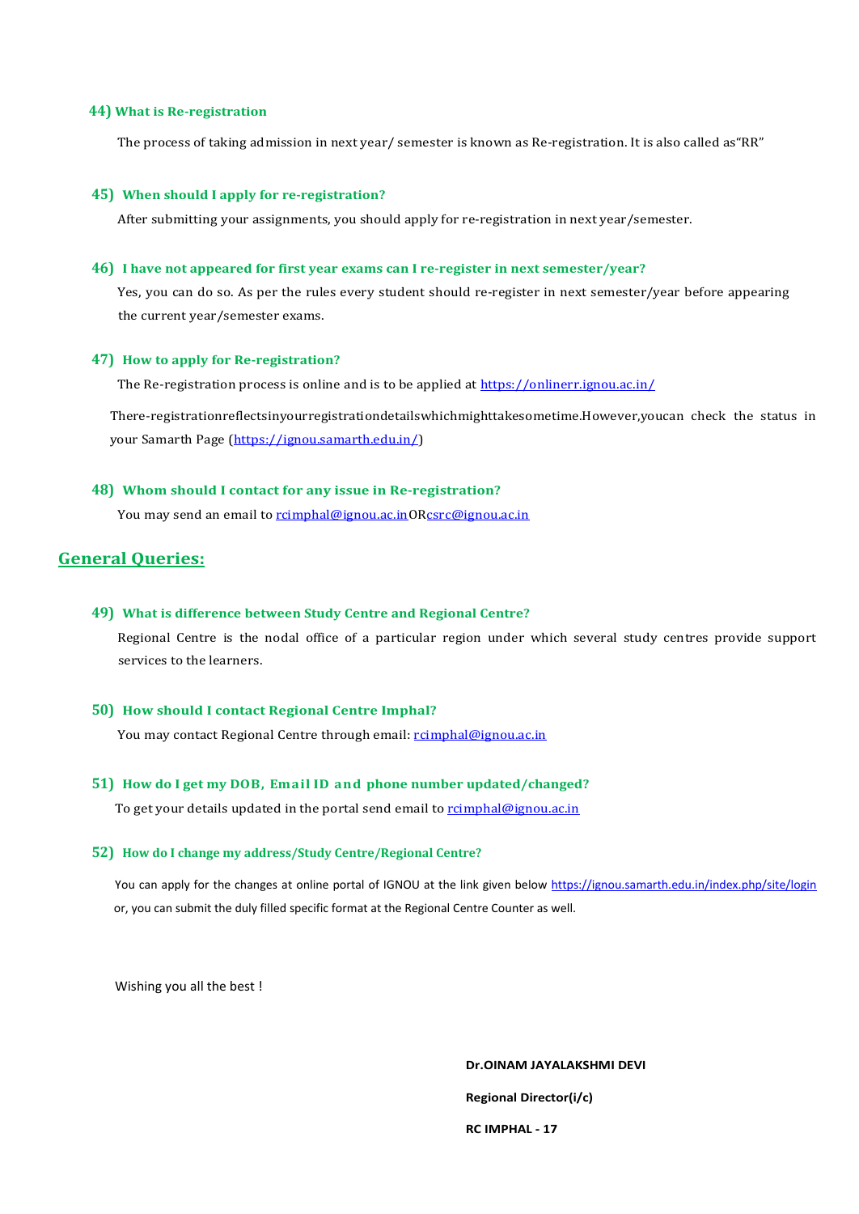### 44) What is Re-registration

The process of taking admission in next year/ semester is known as Re-registration. It is also called as"RR"

### 45) When should I apply for re-registration?

After submitting your assignments, you should apply for re-registration in next year/semester.

### 46) I have not appeared for first year exams can I re-register in next semester/year?

Yes, you can do so. As per the rules every student should re-register in next semester/year before appearing the current year/semester exams.

### 47) How to apply for Re-registration?

The Re-registration process is online and is to be applied at https://onlinerr.ignou.ac.in/

There-registrationreflectsinyourregistrationdetailswhichmighttakesometime.However,youcan check the status in your Samarth Page (https://ignou.samarth.edu.in/)

### 48) Whom should I contact for any issue in Re-registration?

You may send an email to rcimphal@ignou.ac.inORcsrc@ignou.ac.in

## General Queries:

### 49) What is difference between Study Centre and Regional Centre?

Regional Centre is the nodal office of a particular region under which several study centres provide support services to the learners.

### 50) How should I contact Regional Centre Imphal?

You may contact Regional Centre through email: rcimphal@ignou.ac.in

### 51) How do I get my DOB, Email ID and phone number updated/changed?

To get your details updated in the portal send email to rcimphal@ignou.ac.in

### 52) How do I change my address/Study Centre/Regional Centre?

You can apply for the changes at online portal of IGNOU at the link given below https://ignou.samarth.edu.in/index.php/site/login or, you can submit the duly filled specific format at the Regional Centre Counter as well.

Wishing you all the best !

**Dr.OINAM JAYALAKSHMI DEVI**

**Regional Director(i/c)**

**RC IMPHAL - 17**